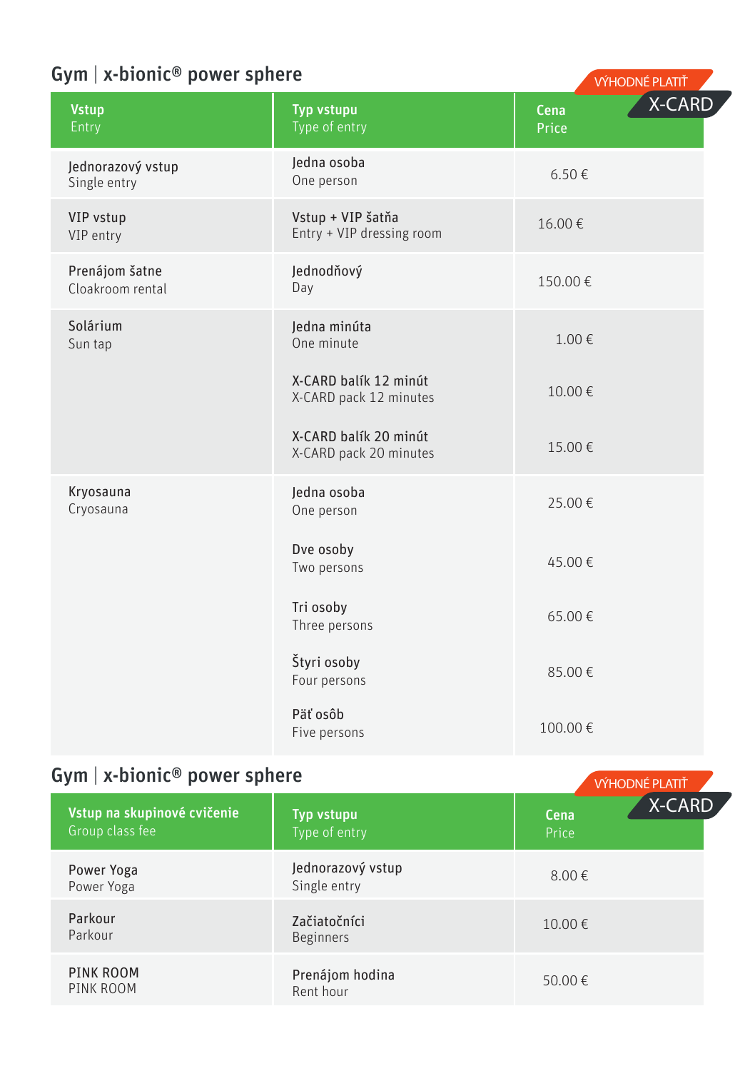## Gym | x-bionic® power sphere

VÝHODNÉ PLATIŤ X-CARD

| Vstup<br>Entry | Typ vstupu<br>Type of entry | Cena<br>Price |
|---|---|---|
| Jednorazový vstup<br>Single entry | Jedna osoba<br>One person | 6.50 € |
| VIP vstup<br>VIP entry | Vstup + VIP šatňa<br>Entry + VIP dressing room | 16.00 € |
| Prenájom šatne<br>Cloakroom rental | Jednodňový<br>Day | 150.00 € |
| Solárium<br>Sun tap | Jedna minúta<br>One minute | 1.00 € |
| | X-CARD balík 12 minút<br>X-CARD pack 12 minutes | 10.00 € |
| | X-CARD balík 20 minút<br>X-CARD pack 20 minutes | 15.00 € |
| Kryosauna<br>Cryosauna | Jedna osoba<br>One person | 25.00 € |
| | Dve osoby<br>Two persons | 45.00 € |
| | Tri osoby<br>Three persons | 65.00 € |
| | Štyri osoby<br>Four persons | 85.00 € |
| | Päť osôb<br>Five persons | 100.00 € |

## Gym | x-bionic® power sphere

VÝHODNÉ PLATIŤ X-CARD

| Vstup na skupinové cvičenie<br>Group class fee | Typ vstupu<br>Type of entry | Cena<br>Price |
|---|---|---|
| Power Yoga<br>Power Yoga | Jednorazový vstup<br>Single entry | 8.00 € |
| Parkour<br>Parkour | Začiatočníci<br>Beginners | 10.00 € |
| PINK ROOM<br>PINK ROOM | Prenájom hodina<br>Rent hour | 50.00 € |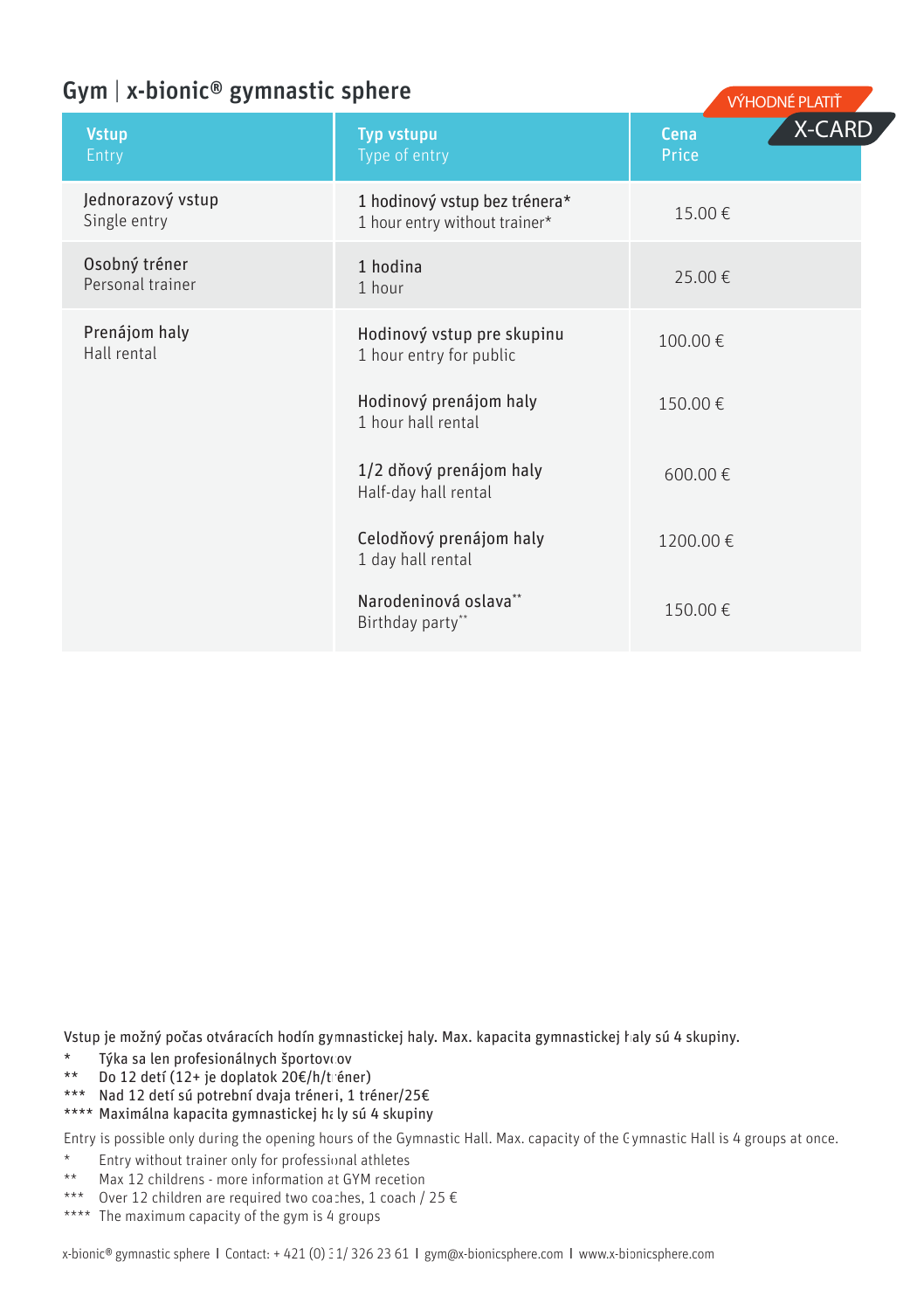## Gym | x-bionic® gymnastic sphere

VÝHODNÉ PLATIŤ X-CARD

| Vstup<br>Entry | Typ vstupu<br>Type of entry | Cena<br>Price |
|---|---|---|
| Jednorazový vstup<br>Single entry | 1 hodinový vstup bez trénera*<br>1 hour entry without trainer* | 15.00 € |
| Osobný tréner<br>Personal trainer | 1 hodina<br>1 hour | 25.00 € |
| Prenájom haly<br>Hall rental | Hodinový vstup pre skupinu<br>1 hour entry for public | 100.00 € |
| | Hodinový prenájom haly<br>1 hour hall rental | 150.00 € |
| | 1/2 dňový prenájom haly<br>Half-day hall rental | 600.00 € |
| | Celodňový prenájom haly<br>1 day hall rental | 1200.00 € |
| | Narodeninová oslava**<br>Birthday party** | 150.00 € |

Vstup je možný počas otváracích hodín gymnastickej haly. Max. kapacita gymnastickej haly sú 4 skupiny.

- \* Týka sa len profesionálnych športovcov
- \** Do 12 detí (12+ je doplatok 20€/h/tréner)
- \*** Nad 12 detí sú potrební dvaja tréneri, 1 tréner/25€
- \**** Maximálna kapacita gymnastickej haly sú 4 skupiny

Entry is possible only during the opening hours of the Gymnastic Hall. Max. capacity of the Gymnastic Hall is 4 groups at once.

- \* Entry without trainer only for professional athletes
- \** Max 12 childrens - more information at GYM recetion
- \*** Over 12 children are required two coaches, 1 coach / 25 €
- \**** The maximum capacity of the gym is 4 groups

x-bionic® gymnastic sphere | Contact: + 421 (0) 31/ 326 23 61 | gym@x-bionicsphere.com | www.x-bionicsphere.com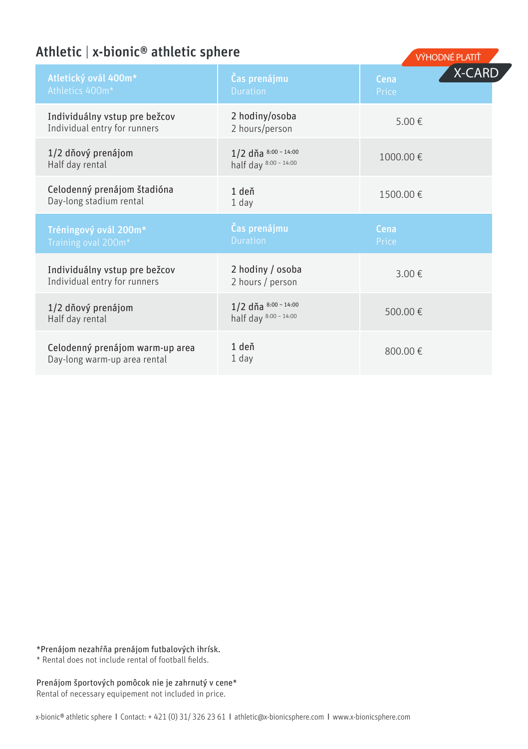## Athletic | x-bionic® athletic sphere

VÝHODNÉ PLATIŤ X-CARD

| Atletický ovál 400m*<br>Athletics 400m* | Čas prenájmu<br>Duration | Cena<br>Price |
|---|---|---|
| Individuálny vstup pre bežcov<br>Individual entry for runners | 2 hodiny/osoba<br>2 hours/person | 5.00 € |
| 1/2 dňový prenájom<br>Half day rental | 1/2 dňa 8:00 – 14:00<br>half day 8:00 – 14:00 | 1000.00 € |
| Celodenný prenájom štadióna<br>Day-long stadium rental | 1 deň<br>1 day | 1500.00 € |
| **Tréningový ovál 200m***<br>**Training oval 200m*** | **Čas prenájmu**<br>**Duration** | **Cena**<br>**Price** |
| Individuálny vstup pre bežcov<br>Individual entry for runners | 2 hodiny / osoba<br>2 hours / person | 3.00 € |
| 1/2 dňový prenájom<br>Half day rental | 1/2 dňa 8:00 – 14:00<br>half day 8:00 – 14:00 | 500.00 € |
| Celodenný prenájom warm-up area<br>Day-long warm-up area rental | 1 deň<br>1 day | 800.00 € |

*Prenájom nezahŕňa prenájom futbalových ihrísk.
* Rental does not include rental of football fields.

Prenájom športových pomôcok nie je zahrnutý v cene*
Rental of necessary equipement not included in price.

x-bionic® athletic sphere I Contact: + 421 (0) 31/ 326 23 61 I athletic@x-bionicsphere.com I www.x-bionicsphere.com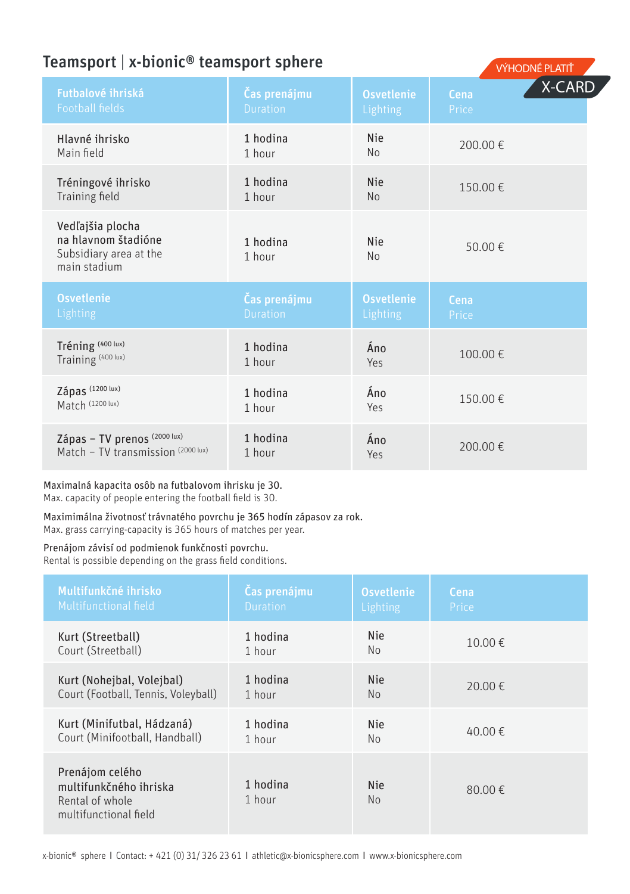## Teamsport | x-bionic® teamsport sphere

VÝHODNÉ PLATIŤ X-CARD

| Futbalové ihriská<br>Football fields | Čas prenájmu<br>Duration | Osvetlenie<br>Lighting | Cena<br>Price |
|---|---|---|---|
| Hlavné ihrisko<br>Main field | 1 hodina<br>1 hour | Nie<br>No | 200.00 € |
| Tréningové ihrisko<br>Training field | 1 hodina<br>1 hour | Nie<br>No | 150.00 € |
| Vedľajšia plocha na hlavnom štadióne<br>Subsidiary area at the main stadium | 1 hodina<br>1 hour | Nie<br>No | 50.00 € |
| **Osvetlenie**<br>**Lighting** | **Čas prenájmu**<br>**Duration** | **Osvetlenie**<br>**Lighting** | **Cena**<br>**Price** |
| Tréning (400 lux)<br>Training (400 lux) | 1 hodina<br>1 hour | Áno<br>Yes | 100.00 € |
| Zápas (1200 lux)<br>Match (1200 lux) | 1 hodina<br>1 hour | Áno<br>Yes | 150.00 € |
| Zápas – TV prenos (2000 lux)<br>Match – TV transmission (2000 lux) | 1 hodina<br>1 hour | Áno<br>Yes | 200.00 € |

Maximalná kapacita osôb na futbalovom ihrisku je 30.
Max. capacity of people entering the football field is 30.

Maximimálna životnosť trávnatého povrchu je 365 hodín zápasov za rok.
Max. grass carrying-capacity is 365 hours of matches per year.

Prenájom závisí od podmienok funkčnosti povrchu.
Rental is possible depending on the grass field conditions.

| Multifunkčné ihrisko<br>Multifunctional field | Čas prenájmu<br>Duration | Osvetlenie<br>Lighting | Cena<br>Price |
|---|---|---|---|
| Kurt (Streetball)<br>Court (Streetball) | 1 hodina<br>1 hour | Nie<br>No | 10.00 € |
| Kurt (Nohejbal, Volejbal)<br>Court (Football, Tennis, Voleyball) | 1 hodina<br>1 hour | Nie<br>No | 20.00 € |
| Kurt (Minifutbal, Hádzaná)<br>Court (Minifootball, Handball) | 1 hodina<br>1 hour | Nie<br>No | 40.00 € |
| Prenájom celého multifunkčného ihriska<br>Rental of whole multifunctional field | 1 hodina<br>1 hour | Nie<br>No | 80.00 € |

x-bionic® sphere I Contact: + 421 (0) 31/ 326 23 61 I athletic@x-bionicsphere.com I www.x-bionicsphere.com